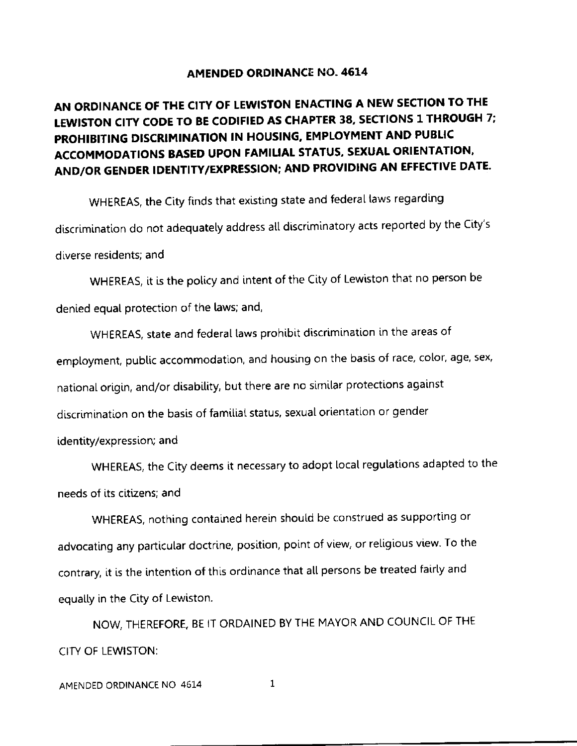# AMENDED ORDINANCE NO. 4614

## AN ORDINANCE OF THE CITY OF LEWISTON ENACTING A NEW SECTION TO THE LEWISTON CITY CODE TO BE CODIFIED AS CHAPTER 38, SECTIONS 1 THROUGH 7; PROHIBITING DISCRIMINATION IN HOUSING, EMPLOYMENT AND PUBLIC ACCOMMODATIONS BASED UPON FAMILIAL STATUS, SEXUAL ORIENTATION, AND/OR GENDER IDENTITY/EXPRESSION; AND PROVIDING AN EFFECTIVE DATE.

WHEREAS, the City finds that existing state and federal laws regarding discrimination do not adequately address all discriminatory acts reported by the City's diverse residents; and

WHEREAS, it is the policy and intent of the City of Lewiston that no person be denied equal protection of the laws; and,

WHEREAS, state and federal laws prohibit discrimination in the areas of employment, public accommodation, and housing on the basis of race, color, age, sex, national origin, and/or disability, but there are no similar protections against discrimination on the basis of familial status, sexual orientation or gender identity/expression; and

WHEREAS, the City deems it necessary to adopt local regulations adapted to the needs of its citizens; and

WHEREAS, nothing contained herein should be construed as supporting or advocating any particular doctrine, position, point of view, or religious view. To the contrary, it is the intention of this ordinance that all persons be treated fairly and equally in the City of Lewiston.

NOW, THEREFORE, BE IT ORDAINED BY THE MAYOR AND COUNCIL OF THE CITY OF LEWISTON: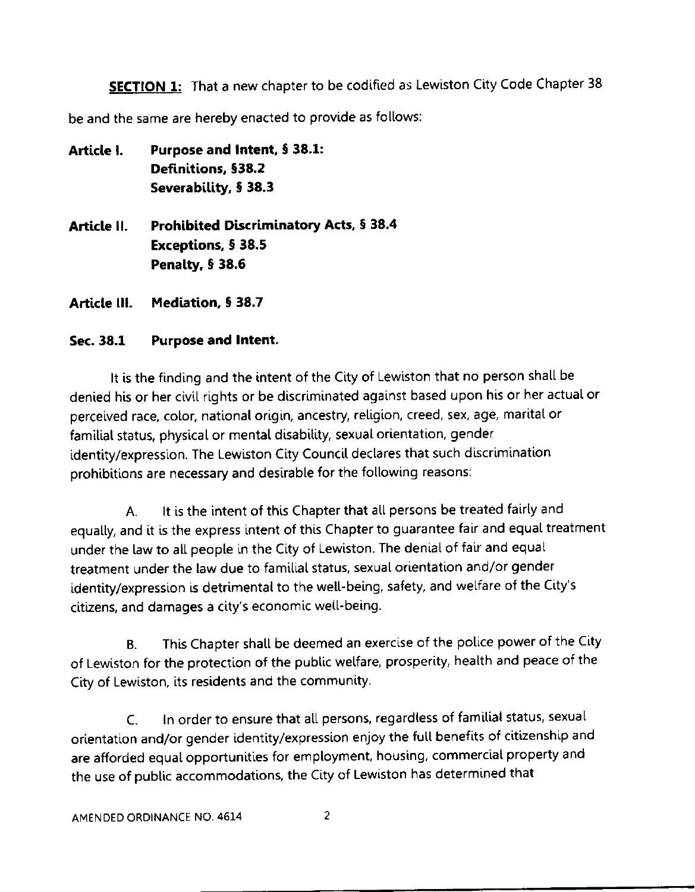**SECTION 1:** That a new chapter to be codified as Lewiston City Code Chapter 38 be and the same are hereby enacted to provide as follows:

**Article I. Purpose and Intent, § 38.1:**
**Definitions, §38.2**
**Severability, § 38.3**

**Article II. Prohibited Discriminatory Acts, § 38.4**
**Exceptions, § 38.5**
**Penalty, § 38.6**

**Article III. Mediation, § 38.7**

**Sec. 38.1 Purpose and Intent.**

It is the finding and the intent of the City of Lewiston that no person shall be denied his or her civil rights or be discriminated against based upon his or her actual or perceived race, color, national origin, ancestry, religion, creed, sex, age, marital or familial status, physical or mental disability, sexual orientation, gender identity/expression. The Lewiston City Council declares that such discrimination prohibitions are necessary and desirable for the following reasons:

A. It is the intent of this Chapter that all persons be treated fairly and equally, and it is the express intent of this Chapter to guarantee fair and equal treatment under the law to all people in the City of Lewiston. The denial of fair and equal treatment under the law due to familial status, sexual orientation and/or gender identity/expression is detrimental to the well-being, safety, and welfare of the City's citizens, and damages a city's economic well-being.

B. This Chapter shall be deemed an exercise of the police power of the City of Lewiston for the protection of the public welfare, prosperity, health and peace of the City of Lewiston, its residents and the community.

C. In order to ensure that all persons, regardless of familial status, sexual orientation and/or gender identity/expression enjoy the full benefits of citizenship and are afforded equal opportunities for employment, housing, commercial property and the use of public accommodations, the City of Lewiston has determined that

AMENDED ORDINANCE NO. 4614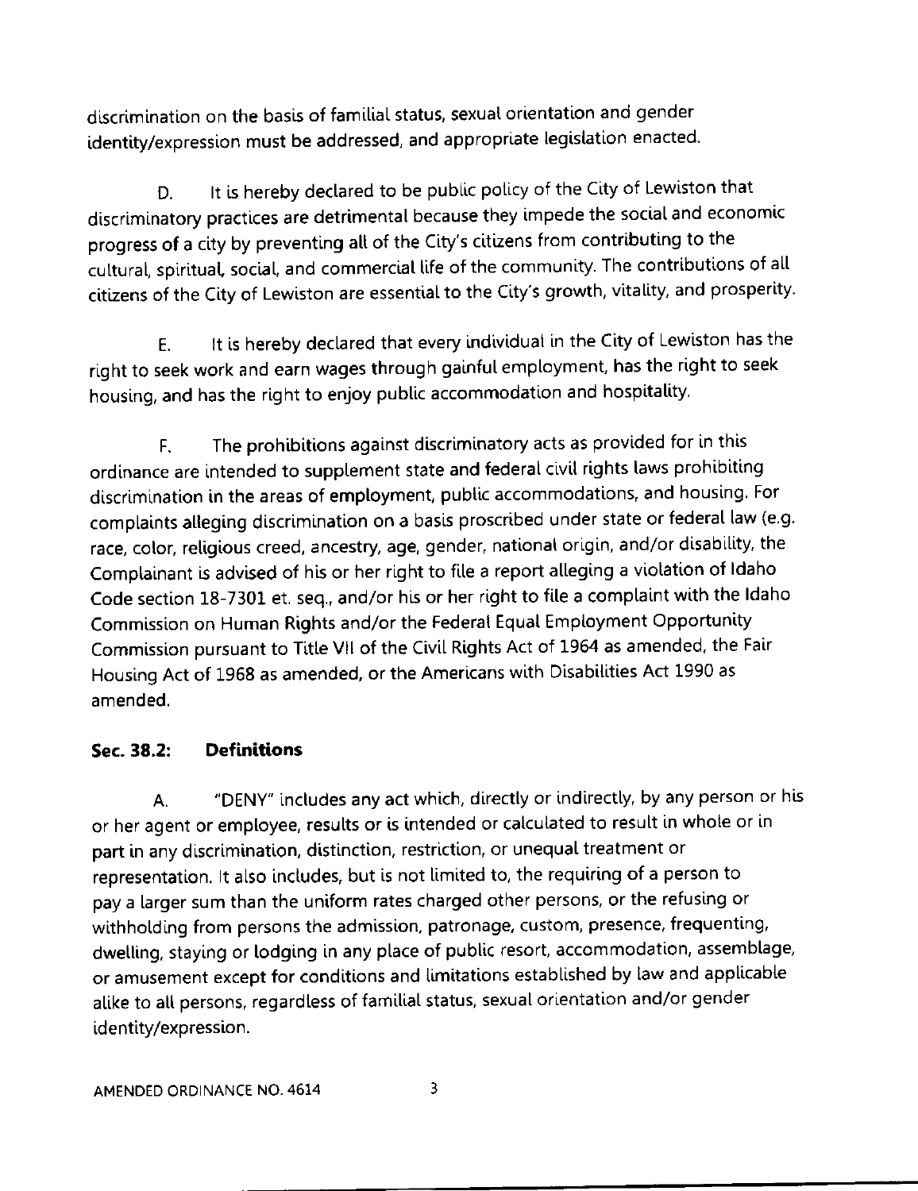discrimination on the basis of familial status, sexual orientation and gender identity/expression must be addressed, and appropriate legislation enacted.

D. It is hereby declared to be public policy of the City of Lewiston that discriminatory practices are detrimental because they impede the social and economic progress of a city by preventing all of the City's citizens from contributing to the cultural, spiritual, social, and commercial life of the community. The contributions of all citizens of the City of Lewiston are essential to the City's growth, vitality, and prosperity.

E. It is hereby declared that every individual in the City of Lewiston has the right to seek work and earn wages through gainful employment, has the right to seek housing, and has the right to enjoy public accommodation and hospitality.

F. The prohibitions against discriminatory acts as provided for in this ordinance are intended to supplement state and federal civil rights laws prohibiting discrimination in the areas of employment, public accommodations, and housing. For complaints alleging discrimination on a basis proscribed under state or federal law (e.g. race, color, religious creed, ancestry, age, gender, national origin, and/or disability, the Complainant is advised of his or her right to file a report alleging a violation of Idaho Code section 18-7301 et. seq., and/or his or her right to file a complaint with the Idaho Commission on Human Rights and/or the Federal Equal Employment Opportunity Commission pursuant to Title VII of the Civil Rights Act of 1964 as amended, the Fair Housing Act of 1968 as amended, or the Americans with Disabilities Act 1990 as amended.

## Sec. 38.2: Definitions

A. "DENY" includes any act which, directly or indirectly, by any person or his or her agent or employee, results or is intended or calculated to result in whole or in part in any discrimination, distinction, restriction, or unequal treatment or representation. It also includes, but is not limited to, the requiring of a person to pay a larger sum than the uniform rates charged other persons, or the refusing or withholding from persons the admission, patronage, custom, presence, frequenting, dwelling, staying or lodging in any place of public resort, accommodation, assemblage, or amusement except for conditions and limitations established by law and applicable alike to all persons, regardless of familial status, sexual orientation and/or gender identity/expression.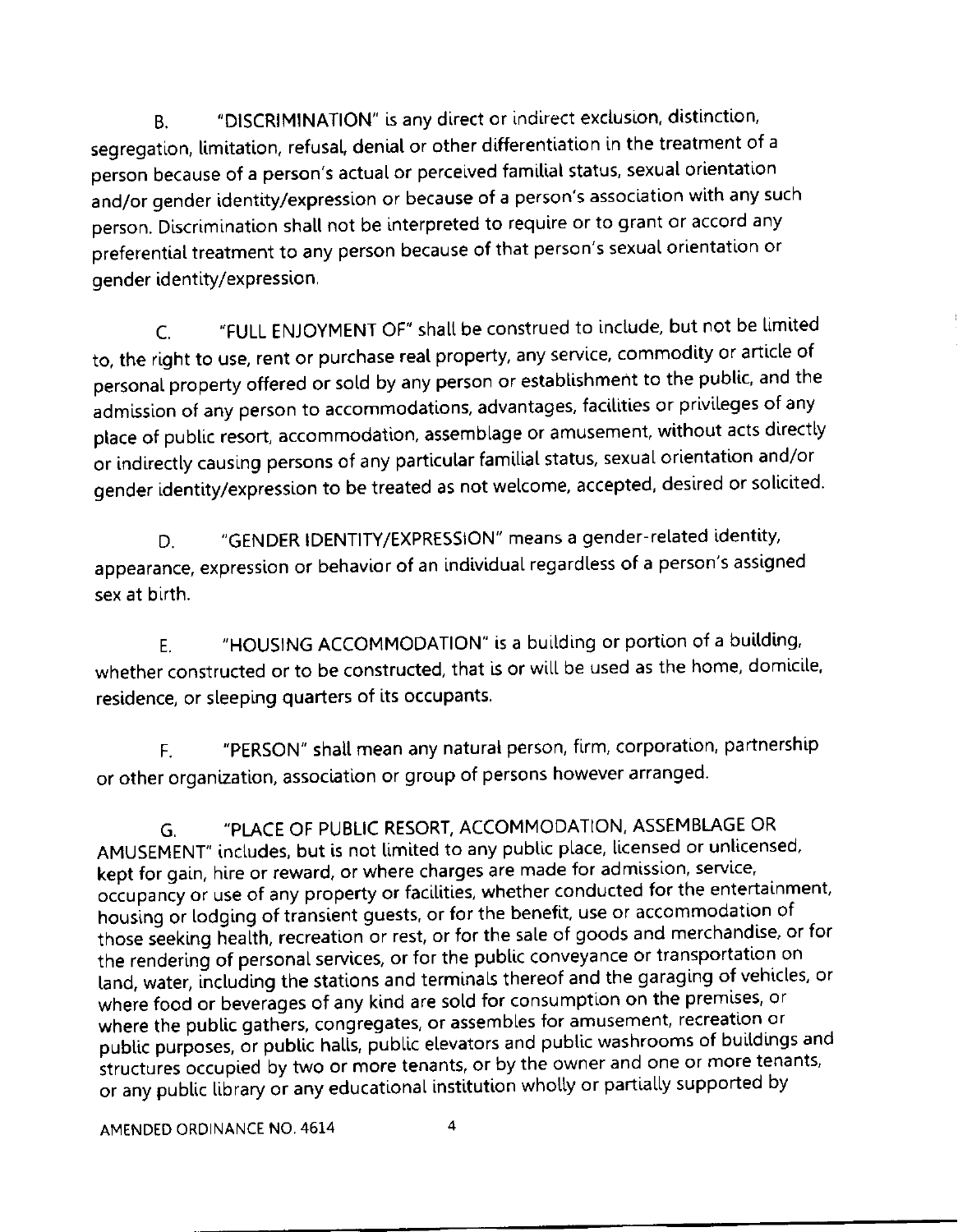B. "DISCRIMINATION" is any direct or indirect exclusion, distinction, segregation, limitation, refusal, denial or other differentiation in the treatment of a person because of a person's actual or perceived familial status, sexual orientation and/or gender identity/expression or because of a person's association with any such person. Discrimination shall not be interpreted to require or to grant or accord any preferential treatment to any person because of that person's sexual orientation or gender identity/expression.

C. "FULL ENJOYMENT OF" shall be construed to include, but not be limited to, the right to use, rent or purchase real property, any service, commodity or article of personal property offered or sold by any person or establishment to the public, and the admission of any person to accommodations, advantages, facilities or privileges of any place of public resort, accommodation, assemblage or amusement, without acts directly or indirectly causing persons of any particular familial status, sexual orientation and/or gender identity/expression to be treated as not welcome, accepted, desired or solicited.

D. "GENDER IDENTITY/EXPRESSION" means a gender-related identity, appearance, expression or behavior of an individual regardless of a person's assigned sex at birth.

E. "HOUSING ACCOMMODATION" is a building or portion of a building, whether constructed or to be constructed, that is or will be used as the home, domicile, residence, or sleeping quarters of its occupants.

F. "PERSON" shall mean any natural person, firm, corporation, partnership or other organization, association or group of persons however arranged.

G. "PLACE OF PUBLIC RESORT, ACCOMMODATION, ASSEMBLAGE OR AMUSEMENT" includes, but is not limited to any public place, licensed or unlicensed, kept for gain, hire or reward, or where charges are made for admission, service, occupancy or use of any property or facilities, whether conducted for the entertainment, housing or lodging of transient guests, or for the benefit, use or accommodation of those seeking health, recreation or rest, or for the sale of goods and merchandise, or for the rendering of personal services, or for the public conveyance or transportation on land, water, including the stations and terminals thereof and the garaging of vehicles, or where food or beverages of any kind are sold for consumption on the premises, or where the public gathers, congregates, or assembles for amusement, recreation or public purposes, or public halls, public elevators and public washrooms of buildings and structures occupied by two or more tenants, or by the owner and one or more tenants, or any public library or any educational institution wholly or partially supported by

AMENDED ORDINANCE NO. 4614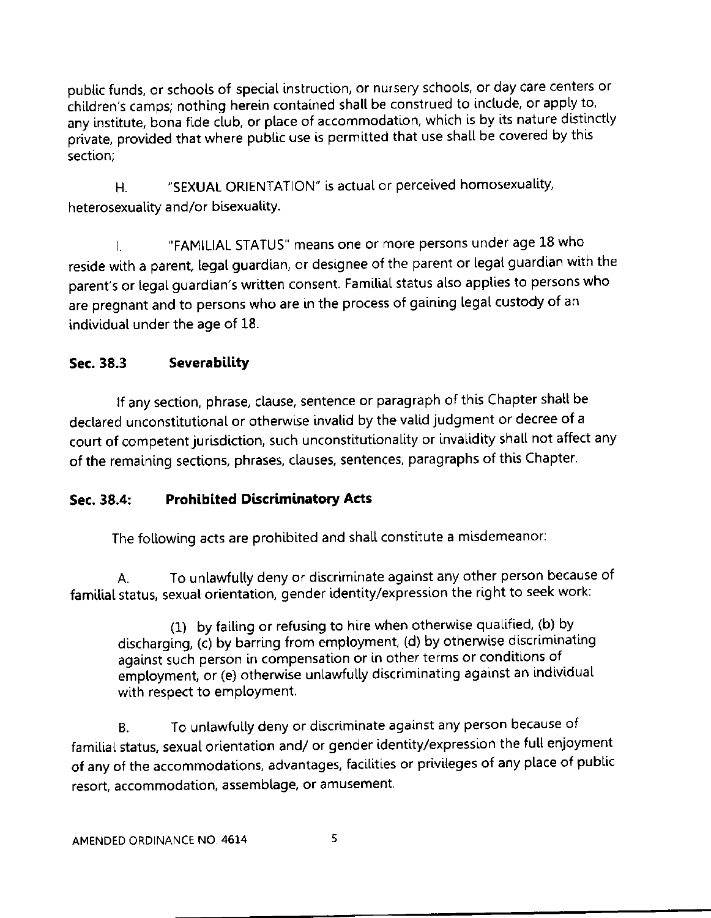public funds, or schools of special instruction, or nursery schools, or day care centers or children's camps; nothing herein contained shall be construed to include, or apply to, any institute, bona fide club, or place of accommodation, which is by its nature distinctly private, provided that where public use is permitted that use shall be covered by this section;

H. "SEXUAL ORIENTATION" is actual or perceived homosexuality, heterosexuality and/or bisexuality.

I. "FAMILIAL STATUS" means one or more persons under age 18 who reside with a parent, legal guardian, or designee of the parent or legal guardian with the parent's or legal guardian's written consent. Familial status also applies to persons who are pregnant and to persons who are in the process of gaining legal custody of an individual under the age of 18.

### Sec. 38.3 Severability

If any section, phrase, clause, sentence or paragraph of this Chapter shall be declared unconstitutional or otherwise invalid by the valid judgment or decree of a court of competent jurisdiction, such unconstitutionality or invalidity shall not affect any of the remaining sections, phrases, clauses, sentences, paragraphs of this Chapter.

### Sec. 38.4: Prohibited Discriminatory Acts

The following acts are prohibited and shall constitute a misdemeanor:

A. To unlawfully deny or discriminate against any other person because of familial status, sexual orientation, gender identity/expression the right to seek work:

(1) by failing or refusing to hire when otherwise qualified, (b) by discharging, (c) by barring from employment, (d) by otherwise discriminating against such person in compensation or in other terms or conditions of employment, or (e) otherwise unlawfully discriminating against an individual with respect to employment.

B. To unlawfully deny or discriminate against any person because of familial status, sexual orientation and/ or gender identity/expression the full enjoyment of any of the accommodations, advantages, facilities or privileges of any place of public resort, accommodation, assemblage, or amusement.

AMENDED ORDINANCE NO. 4614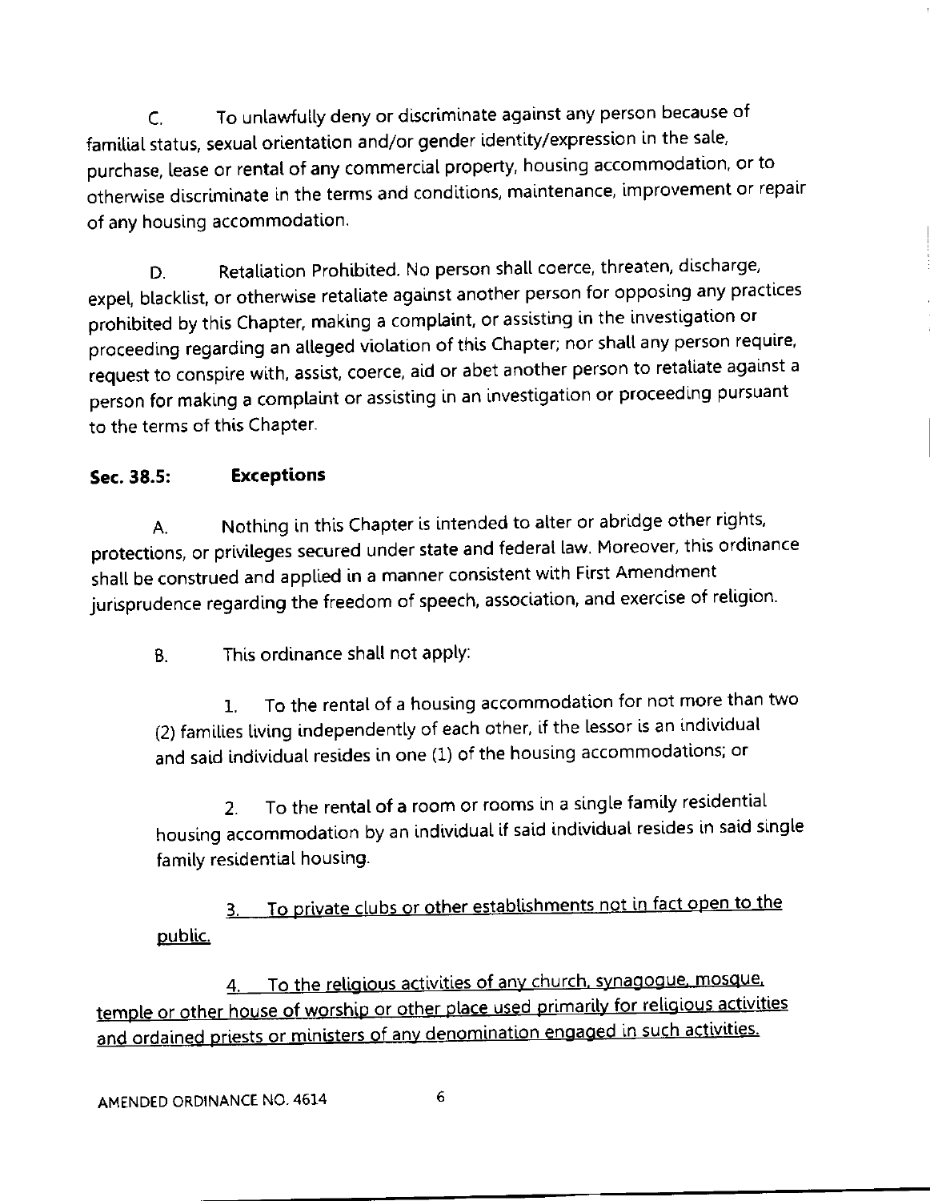C. To unlawfully deny or discriminate against any person because of familial status, sexual orientation and/or gender identity/expression in the sale, purchase, lease or rental of any commercial property, housing accommodation, or to otherwise discriminate in the terms and conditions, maintenance, improvement or repair of any housing accommodation.

D. Retaliation Prohibited. No person shall coerce, threaten, discharge, expel, blacklist, or otherwise retaliate against another person for opposing any practices prohibited by this Chapter, making a complaint, or assisting in the investigation or proceeding regarding an alleged violation of this Chapter; nor shall any person require, request to conspire with, assist, coerce, aid or abet another person to retaliate against a person for making a complaint or assisting in an investigation or proceeding pursuant to the terms of this Chapter.

**Sec. 38.5: Exceptions**

A. Nothing in this Chapter is intended to alter or abridge other rights, protections, or privileges secured under state and federal law. Moreover, this ordinance shall be construed and applied in a manner consistent with First Amendment jurisprudence regarding the freedom of speech, association, and exercise of religion.

B. This ordinance shall not apply:

1. To the rental of a housing accommodation for not more than two (2) families living independently of each other, if the lessor is an individual and said individual resides in one (1) of the housing accommodations; or

2. To the rental of a room or rooms in a single family residential housing accommodation by an individual if said individual resides in said single family residential housing.

3. <u>To private clubs or other establishments not in fact open to the public.</u>

4. <u>To the religious activities of any church, synagogue, mosque, temple or other house of worship or other place used primarily for religious activities and ordained priests or ministers of any denomination engaged in such activities.</u>

AMENDED ORDINANCE NO. 4614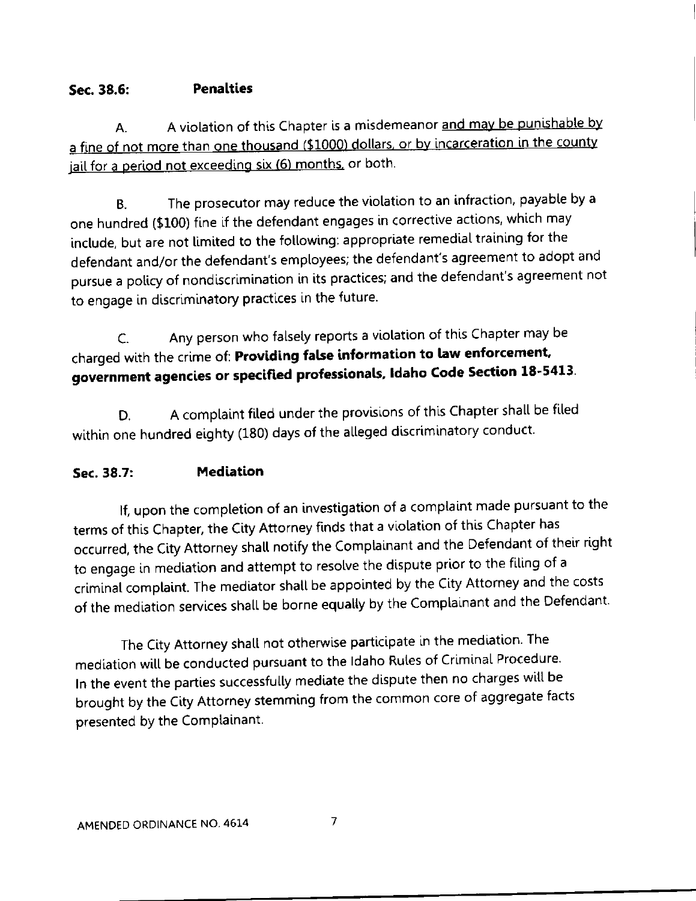### Sec. 38.6: **Penalties**

A. A violation of this Chapter is a misdemeanor <u>and may be punishable by a fine of not more than one thousand ($1000) dollars, or by incarceration in the county jail for a period not exceeding six (6) months,</u> or both.

B. The prosecutor may reduce the violation to an infraction, payable by a one hundred ($100) fine if the defendant engages in corrective actions, which may include, but are not limited to the following: appropriate remedial training for the defendant and/or the defendant's employees; the defendant's agreement to adopt and pursue a policy of nondiscrimination in its practices; and the defendant's agreement not to engage in discriminatory practices in the future.

C. Any person who falsely reports a violation of this Chapter may be charged with the crime of: **Providing false information to law enforcement, government agencies or specified professionals, Idaho Code Section 18-5413**.

D. A complaint filed under the provisions of this Chapter shall be filed within one hundred eighty (180) days of the alleged discriminatory conduct.

### Sec. 38.7: **Mediation**

If, upon the completion of an investigation of a complaint made pursuant to the terms of this Chapter, the City Attorney finds that a violation of this Chapter has occurred, the City Attorney shall notify the Complainant and the Defendant of their right to engage in mediation and attempt to resolve the dispute prior to the filing of a criminal complaint. The mediator shall be appointed by the City Attorney and the costs of the mediation services shall be borne equally by the Complainant and the Defendant.

The City Attorney shall not otherwise participate in the mediation. The mediation will be conducted pursuant to the Idaho Rules of Criminal Procedure. In the event the parties successfully mediate the dispute then no charges will be brought by the City Attorney stemming from the common core of aggregate facts presented by the Complainant.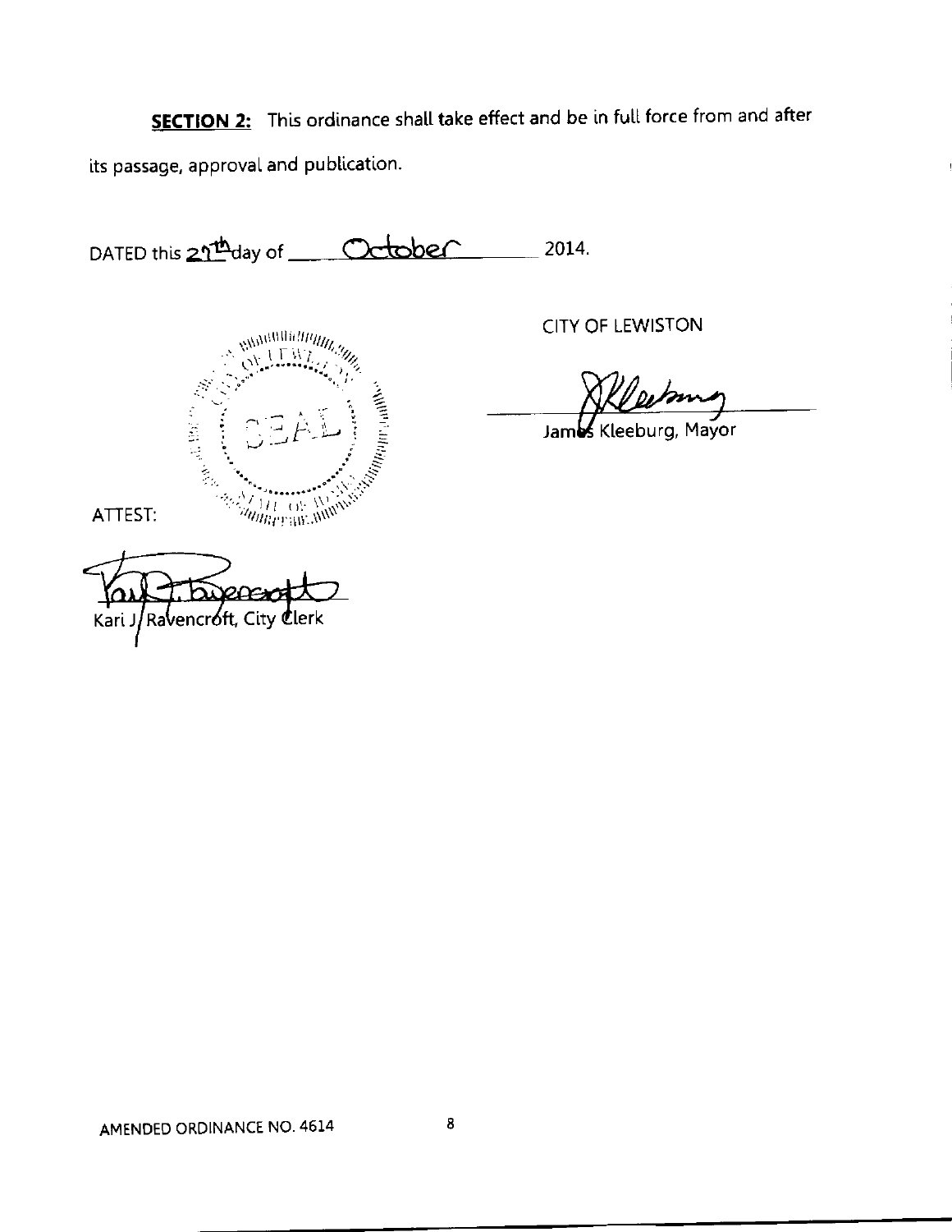**SECTION 2:** This ordinance shall take effect and be in full force from and after its passage, approval and publication.

DATED this 27th day of October 2014.

CITY OF LEWISTON

James Kleeburg, Mayor

ATTEST:

Kari J. Ravencroft, City Clerk

AMENDED ORDINANCE NO. 4614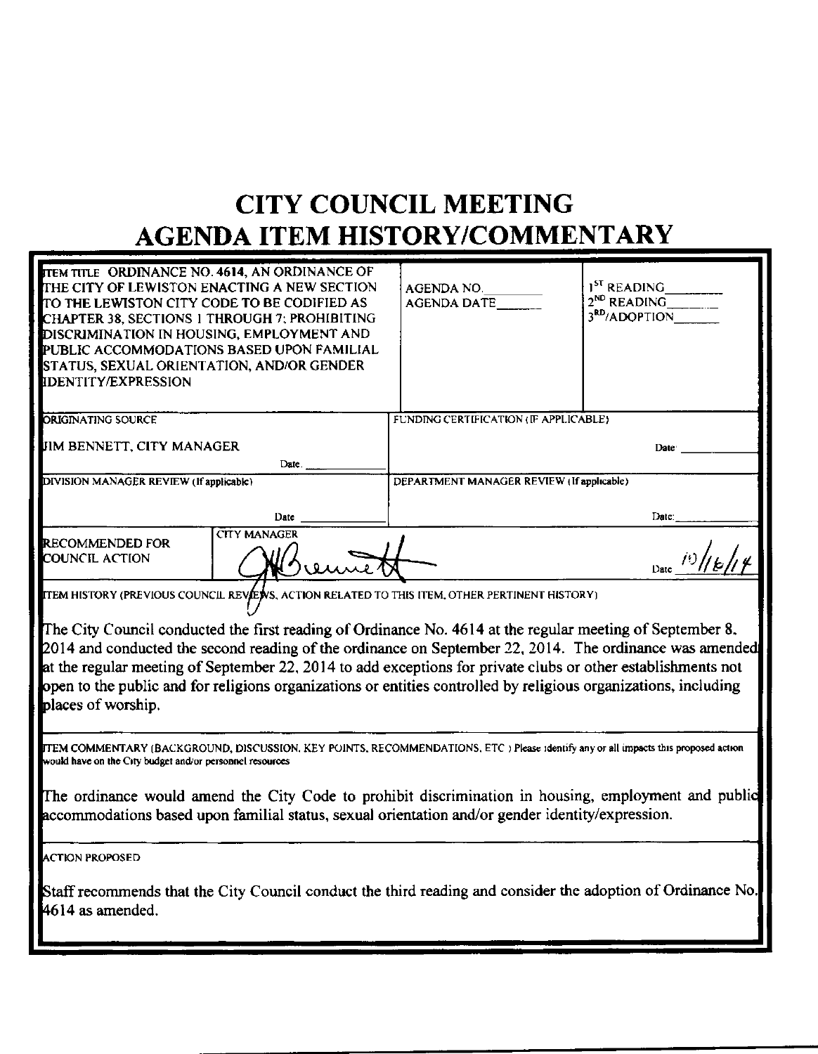# CITY COUNCIL MEETING
# AGENDA ITEM HISTORY/COMMENTARY

| | | |
|---|---|---|
| ITEM TITLE ORDINANCE NO. 4614, AN ORDINANCE OF THE CITY OF LEWISTON ENACTING A NEW SECTION TO THE LEWISTON CITY CODE TO BE CODIFIED AS CHAPTER 38, SECTIONS 1 THROUGH 7; PROHIBITING DISCRIMINATION IN HOUSING, EMPLOYMENT AND PUBLIC ACCOMMODATIONS BASED UPON FAMILIAL STATUS, SEXUAL ORIENTATION, AND/OR GENDER IDENTITY/EXPRESSION | AGENDA NO.\_\_\_\_\_\_ AGENDA DATE\_\_\_\_\_\_ | 1ST READING\_\_\_\_\_\_ 2ND READING\_\_\_\_\_\_ 3RD/ADOPTION\_\_\_\_\_\_ |

| | |
|---|---|
| ORIGINATING SOURCE<br>JIM BENNETT, CITY MANAGER<br>Date. \_\_\_\_\_\_ | FUNDING CERTIFICATION (IF APPLICABLE)<br>Date \_\_\_\_\_\_ |
| DIVISION MANAGER REVIEW (If applicable)<br>Date \_\_\_\_\_\_ | DEPARTMENT MANAGER REVIEW (If applicable)<br>Date: \_\_\_\_\_\_ |

| | | |
|---|---|---|
| RECOMMENDED FOR COUNCIL ACTION | CITY MANAGER<br>[signature] | Date 10/16/14 |

ITEM HISTORY (PREVIOUS COUNCIL REVIEWS, ACTION RELATED TO THIS ITEM, OTHER PERTINENT HISTORY)

The City Council conducted the first reading of Ordinance No. 4614 at the regular meeting of September 8, 2014 and conducted the second reading of the ordinance on September 22, 2014. The ordinance was amended at the regular meeting of September 22, 2014 to add exceptions for private clubs or other establishments not open to the public and for religions organizations or entities controlled by religious organizations, including places of worship.

ITEM COMMENTARY (BACKGROUND, DISCUSSION, KEY POINTS, RECOMMENDATIONS, ETC ) Please identify any or all impacts this proposed action would have on the City budget and/or personnel resources

The ordinance would amend the City Code to prohibit discrimination in housing, employment and public accommodations based upon familial status, sexual orientation and/or gender identity/expression.

ACTION PROPOSED

Staff recommends that the City Council conduct the third reading and consider the adoption of Ordinance No. 4614 as amended.